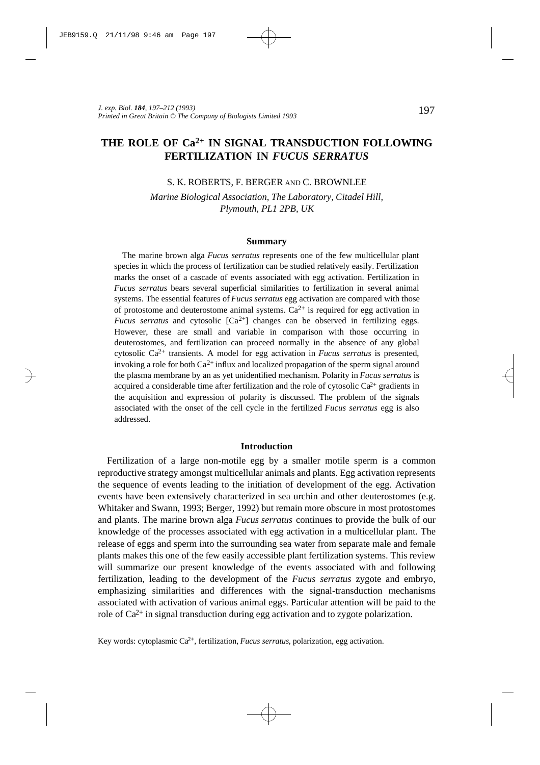# THE ROLE OF $Ca^{2+}$ IN SIGNAL TRANSDUCTION FOLLOWING FERTILIZATION IN *FUCUS SERRATUS*

S. K. ROBERTS, F. BERGER AND C. BROWNLEE

*Marine Biological Association, The Laboratory, Citadel Hill, Plymouth, PL1 2PB, UK*

## Summary

The marine brown alga *Fucus serratus* represents one of the few multicellular plant species in which the process of fertilization can be studied relatively easily. Fertilization marks the onset of a cascade of events associated with egg activation. Fertilization in *Fucus serratus* bears several superficial similarities to fertilization in several animal systems. The essential features of *Fucus serratus* egg activation are compared with those of protostome and deuterostome animal systems. $Ca^{2+}$ is required for egg activation in *Fucus serratus* and cytosolic $[Ca^{2+}]$ changes can be observed in fertilizing eggs. However, these are small and variable in comparison with those occurring in deuterostomes, and fertilization can proceed normally in the absence of any global cytosolic $Ca^{2+}$ transients. A model for egg activation in *Fucus serratus* is presented, invoking a role for both $Ca^{2+}$ influx and localized propagation of the sperm signal around the plasma membrane by an as yet unidentified mechanism. Polarity in *Fucus serratus* is acquired a considerable time after fertilization and the role of cytosolic $Ca^{2+}$ gradients in the acquisition and expression of polarity is discussed. The problem of the signals associated with the onset of the cell cycle in the fertilized *Fucus serratus* egg is also addressed.

## Introduction

Fertilization of a large non-motile egg by a smaller motile sperm is a common reproductive strategy amongst multicellular animals and plants. Egg activation represents the sequence of events leading to the initiation of development of the egg. Activation events have been extensively characterized in sea urchin and other deuterostomes (e.g. Whitaker and Swann, 1993; Berger, 1992) but remain more obscure in most protostomes and plants. The marine brown alga *Fucus serratus* continues to provide the bulk of our knowledge of the processes associated with egg activation in a multicellular plant. The release of eggs and sperm into the surrounding sea water from separate male and female plants makes this one of the few easily accessible plant fertilization systems. This review will summarize our present knowledge of the events associated with and following fertilization, leading to the development of the *Fucus serratus* zygote and embryo, emphasizing similarities and differences with the signal-transduction mechanisms associated with activation of various animal eggs. Particular attention will be paid to the role of $Ca^{2+}$ in signal transduction during egg activation and to zygote polarization.

Key words: cytoplasmic $Ca^{2+}$, fertilization, *Fucus serratus*, polarization, egg activation.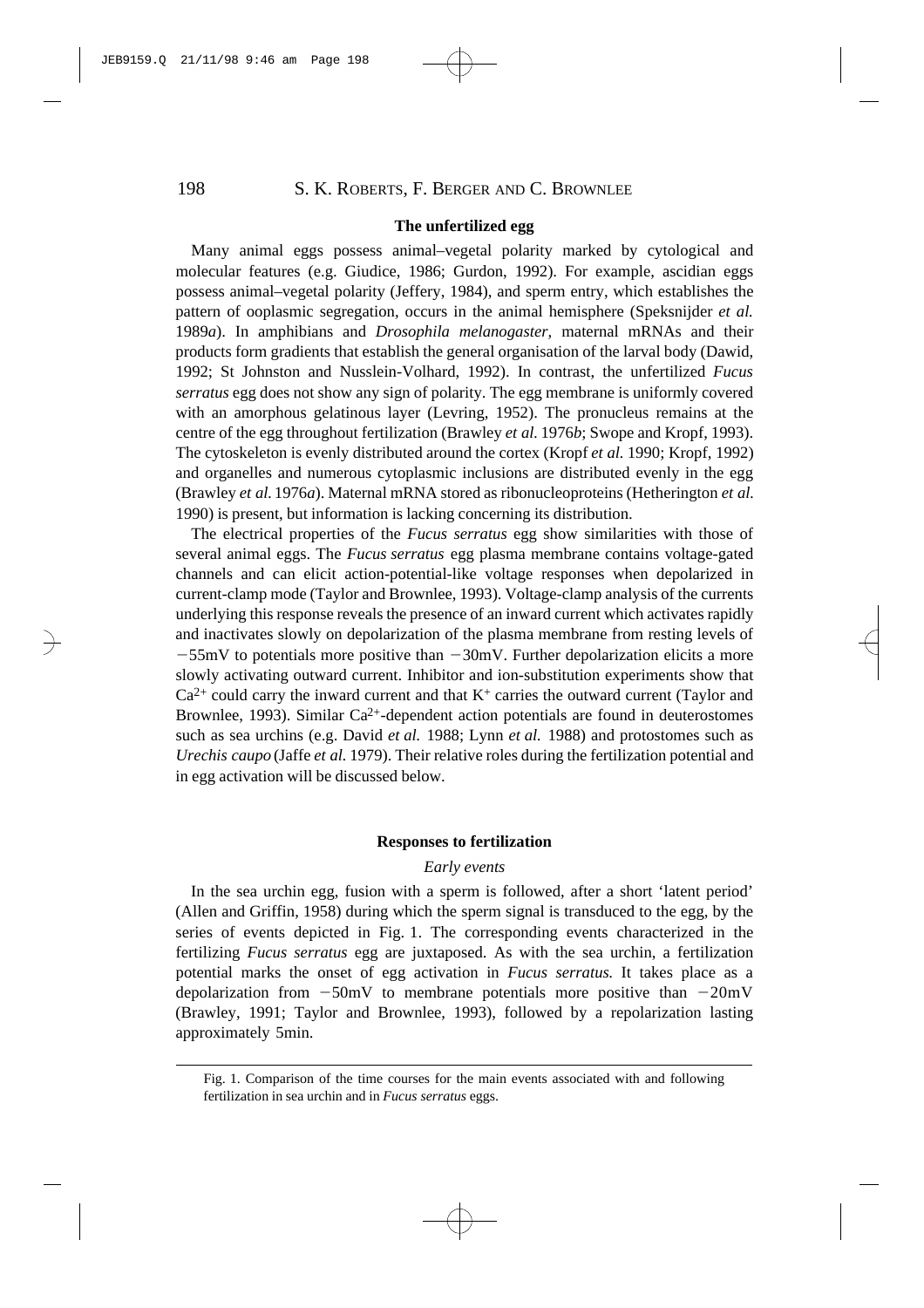## The unfertilized egg

Many animal eggs possess animal–vegetal polarity marked by cytological and molecular features (e.g. Giudice, 1986; Gurdon, 1992). For example, ascidian eggs possess animal–vegetal polarity (Jeffery, 1984), and sperm entry, which establishes the pattern of ooplasmic segregation, occurs in the animal hemisphere (Speksnijder *et al.* 1989*a*). In amphibians and *Drosophila melanogaster,* maternal mRNAs and their products form gradients that establish the general organisation of the larval body (Dawid, 1992; St Johnston and Nusslein-Volhard, 1992). In contrast, the unfertilized *Fucus serratus* egg does not show any sign of polarity. The egg membrane is uniformly covered with an amorphous gelatinous layer (Levring, 1952). The pronucleus remains at the centre of the egg throughout fertilization (Brawley *et al.* 1976*b*; Swope and Kropf, 1993). The cytoskeleton is evenly distributed around the cortex (Kropf *et al.* 1990; Kropf, 1992) and organelles and numerous cytoplasmic inclusions are distributed evenly in the egg (Brawley *et al.* 1976*a*). Maternal mRNA stored as ribonucleoproteins (Hetherington *et al.* 1990) is present, but information is lacking concerning its distribution.

The electrical properties of the *Fucus serratus* egg show similarities with those of several animal eggs. The *Fucus serratus* egg plasma membrane contains voltage-gated channels and can elicit action-potential-like voltage responses when depolarized in current-clamp mode (Taylor and Brownlee, 1993). Voltage-clamp analysis of the currents underlying this response reveals the presence of an inward current which activates rapidly and inactivates slowly on depolarization of the plasma membrane from resting levels of −55mV to potentials more positive than −30mV. Further depolarization elicits a more slowly activating outward current. Inhibitor and ion-substitution experiments show that $Ca^{2+}$ could carry the inward current and that $K^{+}$ carries the outward current (Taylor and Brownlee, 1993). Similar $Ca^{2+}$-dependent action potentials are found in deuterostomes such as sea urchins (e.g. David *et al.* 1988; Lynn *et al.* 1988) and protostomes such as *Urechis caupo* (Jaffe *et al.* 1979). Their relative roles during the fertilization potential and in egg activation will be discussed below.

## Responses to fertilization

### *Early events*

In the sea urchin egg, fusion with a sperm is followed, after a short 'latent period' (Allen and Griffin, 1958) during which the sperm signal is transduced to the egg, by the series of events depicted in Fig. 1. The corresponding events characterized in the fertilizing *Fucus serratus* egg are juxtaposed. As with the sea urchin, a fertilization potential marks the onset of egg activation in *Fucus serratus.* It takes place as a depolarization from −50mV to membrane potentials more positive than −20mV (Brawley, 1991; Taylor and Brownlee, 1993), followed by a repolarization lasting approximately 5min.

Fig. 1. Comparison of the time courses for the main events associated with and following fertilization in sea urchin and in *Fucus serratus* eggs.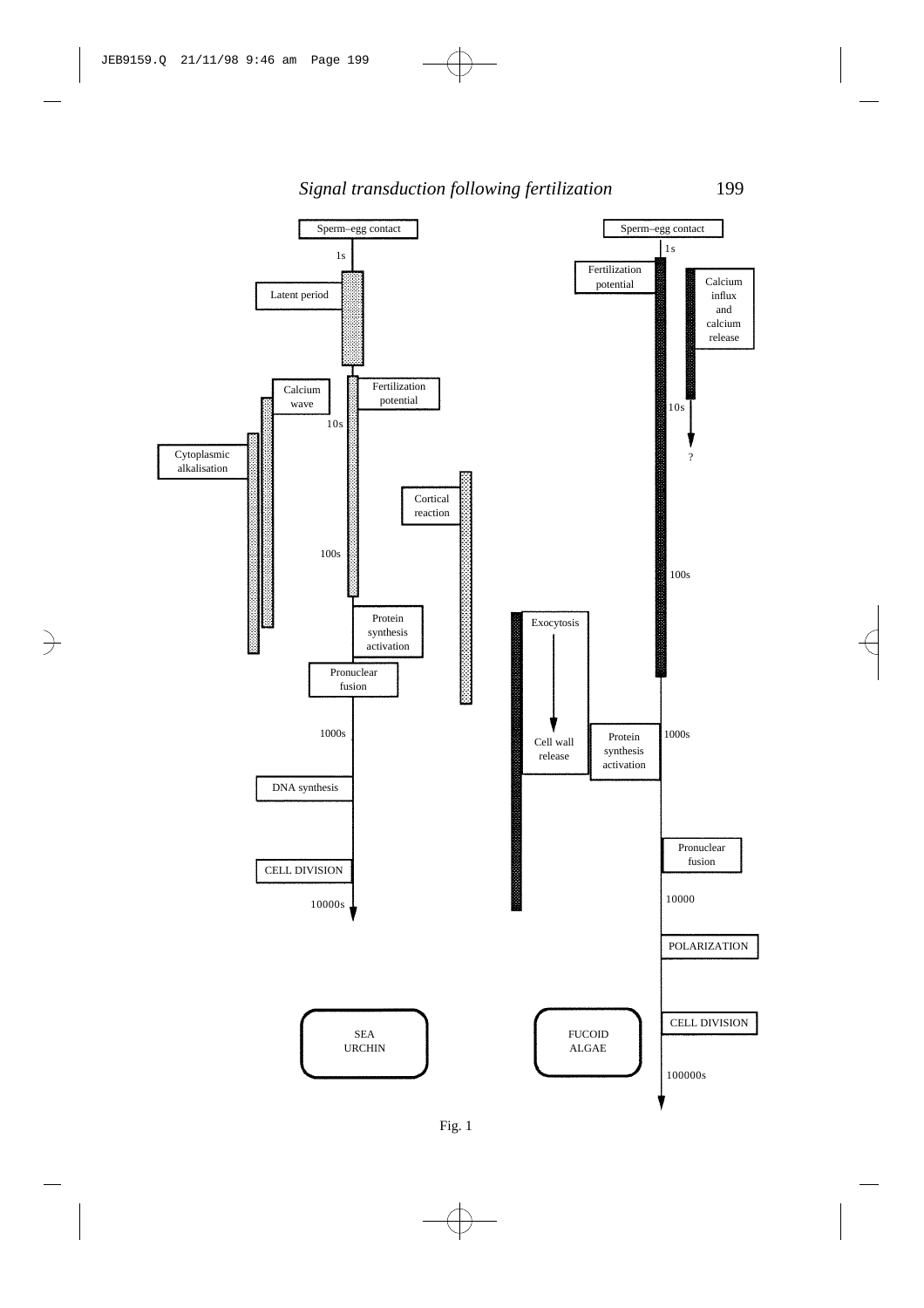Fig. 1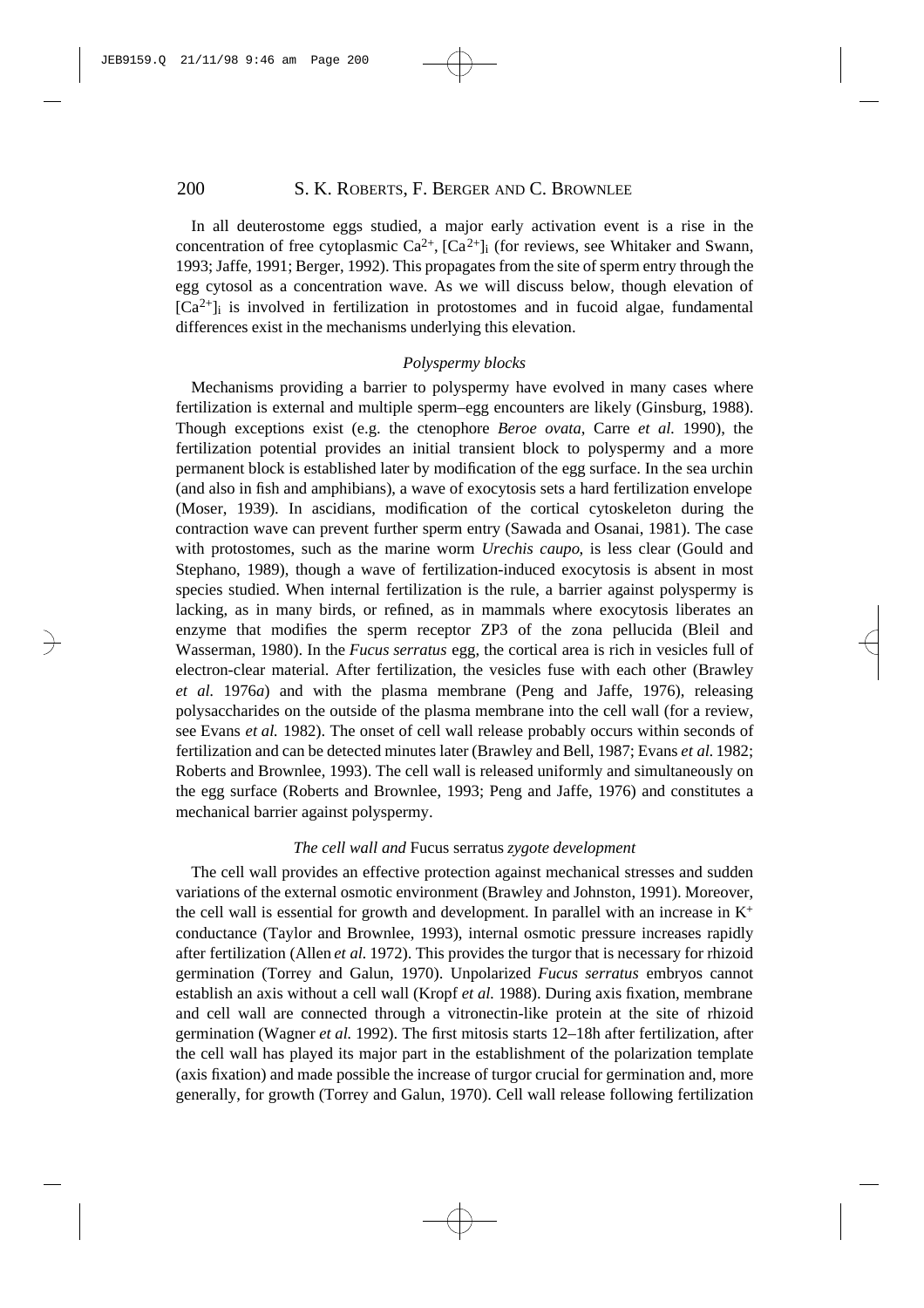In all deuterostome eggs studied, a major early activation event is a rise in the concentration of free cytoplasmic $Ca^{2+}$, $[Ca^{2+}]_i$ (for reviews, see Whitaker and Swann, 1993; Jaffe, 1991; Berger, 1992). This propagates from the site of sperm entry through the egg cytosol as a concentration wave. As we will discuss below, though elevation of $[Ca^{2+}]_i$ is involved in fertilization in protostomes and in fucoid algae, fundamental differences exist in the mechanisms underlying this elevation.

### *Polyspermy blocks*

Mechanisms providing a barrier to polyspermy have evolved in many cases where fertilization is external and multiple sperm–egg encounters are likely (Ginsburg, 1988). Though exceptions exist (e.g. the ctenophore *Beroe ovata*, Carre *et al.* 1990), the fertilization potential provides an initial transient block to polyspermy and a more permanent block is established later by modification of the egg surface. In the sea urchin (and also in fish and amphibians), a wave of exocytosis sets a hard fertilization envelope (Moser, 1939). In ascidians, modification of the cortical cytoskeleton during the contraction wave can prevent further sperm entry (Sawada and Osanai, 1981). The case with protostomes, such as the marine worm *Urechis caupo*, is less clear (Gould and Stephano, 1989), though a wave of fertilization-induced exocytosis is absent in most species studied. When internal fertilization is the rule, a barrier against polyspermy is lacking, as in many birds, or refined, as in mammals where exocytosis liberates an enzyme that modifies the sperm receptor ZP3 of the zona pellucida (Bleil and Wasserman, 1980). In the *Fucus serratus* egg, the cortical area is rich in vesicles full of electron-clear material. After fertilization, the vesicles fuse with each other (Brawley *et al.* 1976*a*) and with the plasma membrane (Peng and Jaffe, 1976), releasing polysaccharides on the outside of the plasma membrane into the cell wall (for a review, see Evans *et al.* 1982). The onset of cell wall release probably occurs within seconds of fertilization and can be detected minutes later (Brawley and Bell, 1987; Evans *et al.* 1982; Roberts and Brownlee, 1993). The cell wall is released uniformly and simultaneously on the egg surface (Roberts and Brownlee, 1993; Peng and Jaffe, 1976) and constitutes a mechanical barrier against polyspermy.

### *The cell wall and* Fucus serratus *zygote development*

The cell wall provides an effective protection against mechanical stresses and sudden variations of the external osmotic environment (Brawley and Johnston, 1991). Moreover, the cell wall is essential for growth and development. In parallel with an increase in $K^+$ conductance (Taylor and Brownlee, 1993), internal osmotic pressure increases rapidly after fertilization (Allen *et al.* 1972). This provides the turgor that is necessary for rhizoid germination (Torrey and Galun, 1970). Unpolarized *Fucus serratus* embryos cannot establish an axis without a cell wall (Kropf *et al.* 1988). During axis fixation, membrane and cell wall are connected through a vitronectin-like protein at the site of rhizoid germination (Wagner *et al.* 1992). The first mitosis starts 12–18h after fertilization, after the cell wall has played its major part in the establishment of the polarization template (axis fixation) and made possible the increase of turgor crucial for germination and, more generally, for growth (Torrey and Galun, 1970). Cell wall release following fertilization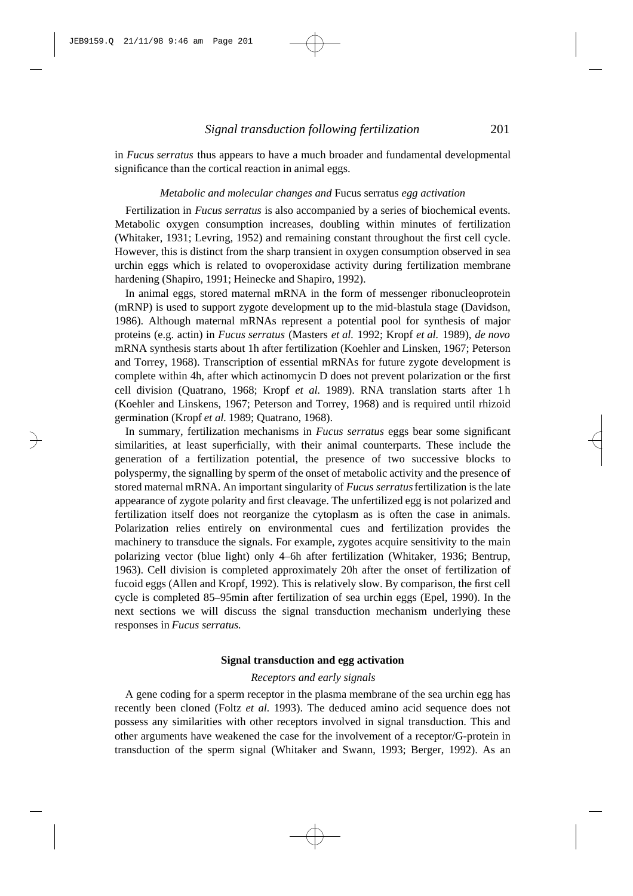in *Fucus serratus* thus appears to have a much broader and fundamental developmental significance than the cortical reaction in animal eggs.

### *Metabolic and molecular changes and* Fucus serratus *egg activation*

Fertilization in *Fucus serratus* is also accompanied by a series of biochemical events. Metabolic oxygen consumption increases, doubling within minutes of fertilization (Whitaker, 1931; Levring, 1952) and remaining constant throughout the first cell cycle. However, this is distinct from the sharp transient in oxygen consumption observed in sea urchin eggs which is related to ovoperoxidase activity during fertilization membrane hardening (Shapiro, 1991; Heinecke and Shapiro, 1992).

In animal eggs, stored maternal mRNA in the form of messenger ribonucleoprotein (mRNP) is used to support zygote development up to the mid-blastula stage (Davidson, 1986). Although maternal mRNAs represent a potential pool for synthesis of major proteins (e.g. actin) in *Fucus serratus* (Masters *et al.* 1992; Kropf *et al.* 1989), *de novo* mRNA synthesis starts about 1h after fertilization (Koehler and Linsken, 1967; Peterson and Torrey, 1968). Transcription of essential mRNAs for future zygote development is complete within 4h, after which actinomycin D does not prevent polarization or the first cell division (Quatrano, 1968; Kropf *et al.* 1989). RNA translation starts after 1 h (Koehler and Linskens, 1967; Peterson and Torrey, 1968) and is required until rhizoid germination (Kropf *et al.* 1989; Quatrano, 1968).

In summary, fertilization mechanisms in *Fucus serratus* eggs bear some significant similarities, at least superficially, with their animal counterparts. These include the generation of a fertilization potential, the presence of two successive blocks to polyspermy, the signalling by sperm of the onset of metabolic activity and the presence of stored maternal mRNA. An important singularity of *Fucus serratus* fertilization is the late appearance of zygote polarity and first cleavage. The unfertilized egg is not polarized and fertilization itself does not reorganize the cytoplasm as is often the case in animals. Polarization relies entirely on environmental cues and fertilization provides the machinery to transduce the signals. For example, zygotes acquire sensitivity to the main polarizing vector (blue light) only 4–6h after fertilization (Whitaker, 1936; Bentrup, 1963). Cell division is completed approximately 20h after the onset of fertilization of fucoid eggs (Allen and Kropf, 1992). This is relatively slow. By comparison, the first cell cycle is completed 85–95min after fertilization of sea urchin eggs (Epel, 1990). In the next sections we will discuss the signal transduction mechanism underlying these responses in *Fucus serratus.*

## Signal transduction and egg activation

### *Receptors and early signals*

A gene coding for a sperm receptor in the plasma membrane of the sea urchin egg has recently been cloned (Foltz *et al.* 1993). The deduced amino acid sequence does not possess any similarities with other receptors involved in signal transduction. This and other arguments have weakened the case for the involvement of a receptor/G-protein in transduction of the sperm signal (Whitaker and Swann, 1993; Berger, 1992). As an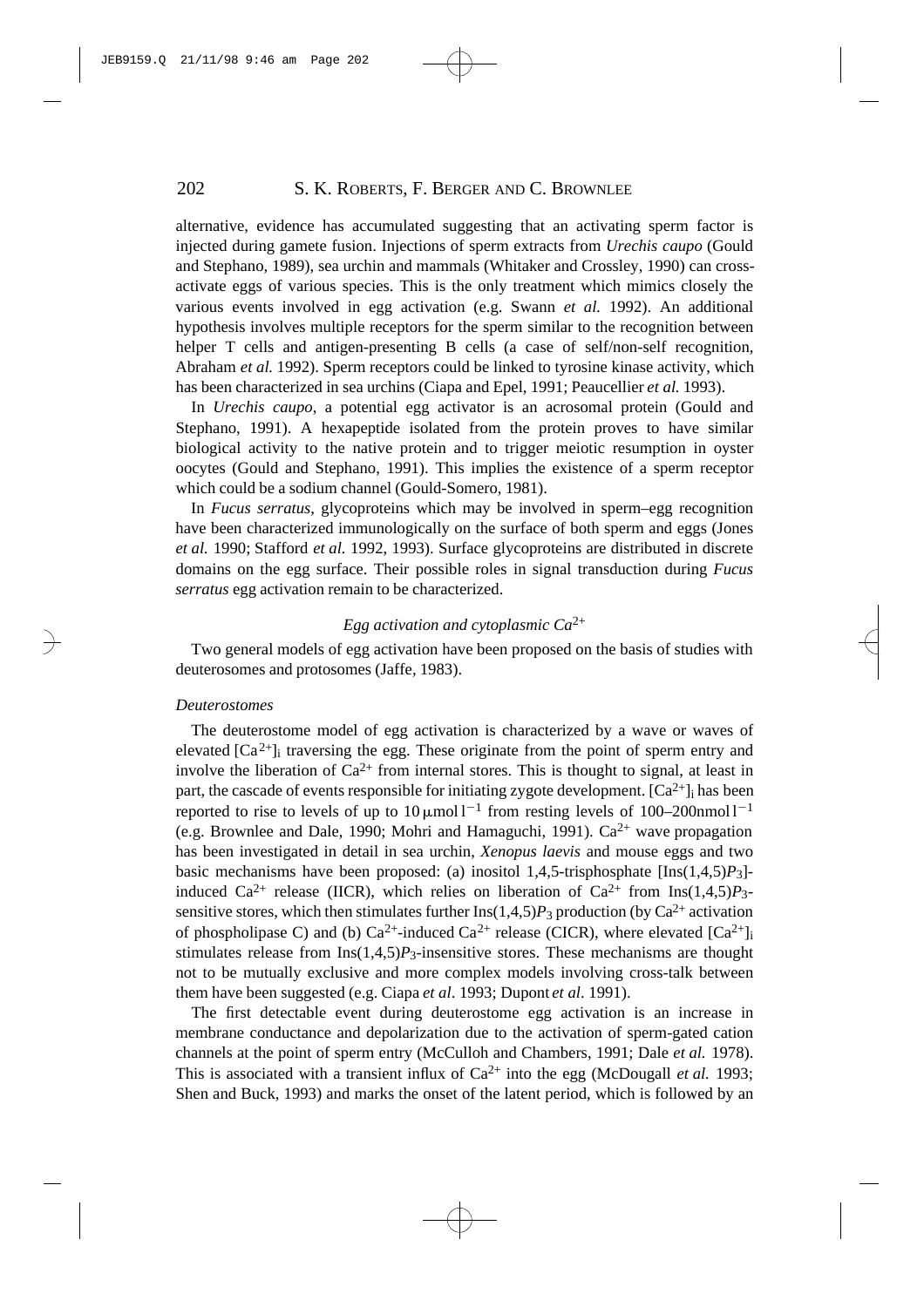alternative, evidence has accumulated suggesting that an activating sperm factor is injected during gamete fusion. Injections of sperm extracts from *Urechis caupo* (Gould and Stephano, 1989), sea urchin and mammals (Whitaker and Crossley, 1990) can cross-activate eggs of various species. This is the only treatment which mimics closely the various events involved in egg activation (e.g. Swann *et al.* 1992). An additional hypothesis involves multiple receptors for the sperm similar to the recognition between helper T cells and antigen-presenting B cells (a case of self/non-self recognition, Abraham *et al.* 1992). Sperm receptors could be linked to tyrosine kinase activity, which has been characterized in sea urchins (Ciapa and Epel, 1991; Peaucellier *et al.* 1993).

In *Urechis caupo*, a potential egg activator is an acrosomal protein (Gould and Stephano, 1991). A hexapeptide isolated from the protein proves to have similar biological activity to the native protein and to trigger meiotic resumption in oyster oocytes (Gould and Stephano, 1991). This implies the existence of a sperm receptor which could be a sodium channel (Gould-Somero, 1981).

In *Fucus serratus*, glycoproteins which may be involved in sperm–egg recognition have been characterized immunologically on the surface of both sperm and eggs (Jones *et al.* 1990; Stafford *et al.* 1992, 1993). Surface glycoproteins are distributed in discrete domains on the egg surface. Their possible roles in signal transduction during *Fucus serratus* egg activation remain to be characterized.

### *Egg activation and cytoplasmic $Ca^{2+}$*

Two general models of egg activation have been proposed on the basis of studies with deuterosomes and protosomes (Jaffe, 1983).

#### *Deuterostomes*

The deuterostome model of egg activation is characterized by a wave or waves of elevated $[Ca^{2+}]_i$ traversing the egg. These originate from the point of sperm entry and involve the liberation of $Ca^{2+}$ from internal stores. This is thought to signal, at least in part, the cascade of events responsible for initiating zygote development. $[Ca^{2+}]_i$ has been reported to rise to levels of up to $10\,\mu mol\,l^{-1}$ from resting levels of 100–200$nmol\,l^{-1}$ (e.g. Brownlee and Dale, 1990; Mohri and Hamaguchi, 1991). $Ca^{2+}$ wave propagation has been investigated in detail in sea urchin, *Xenopus laevis* and mouse eggs and two basic mechanisms have been proposed: (a) inositol 1,4,5-trisphosphate [Ins(1,4,5)$P_3$]-induced $Ca^{2+}$ release (IICR), which relies on liberation of $Ca^{2+}$ from Ins(1,4,5)$P_3$-sensitive stores, which then stimulates further Ins(1,4,5)$P_3$ production (by $Ca^{2+}$ activation of phospholipase C) and (b) $Ca^{2+}$-induced $Ca^{2+}$ release (CICR), where elevated $[Ca^{2+}]_i$ stimulates release from Ins(1,4,5)$P_3$-insensitive stores. These mechanisms are thought not to be mutually exclusive and more complex models involving cross-talk between them have been suggested (e.g. Ciapa *et al*. 1993; Dupont *et al*. 1991).

The first detectable event during deuterostome egg activation is an increase in membrane conductance and depolarization due to the activation of sperm-gated cation channels at the point of sperm entry (McCulloh and Chambers, 1991; Dale *et al.* 1978). This is associated with a transient influx of $Ca^{2+}$ into the egg (McDougall *et al.* 1993; Shen and Buck, 1993) and marks the onset of the latent period, which is followed by an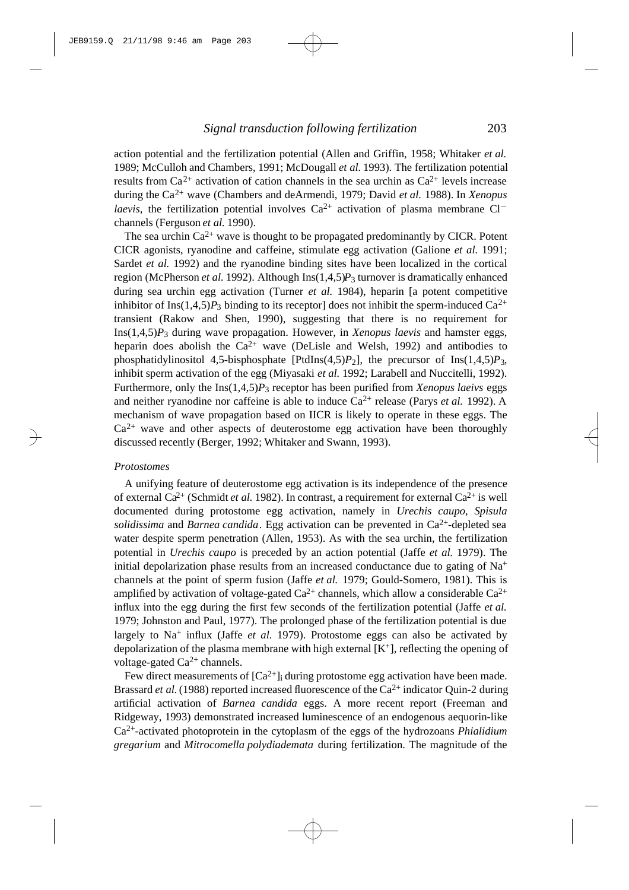action potential and the fertilization potential (Allen and Griffin, 1958; Whitaker *et al.* 1989; McCulloh and Chambers, 1991; McDougall *et al.* 1993). The fertilization potential results from $Ca^{2+}$ activation of cation channels in the sea urchin as $Ca^{2+}$ levels increase during the $Ca^{2+}$ wave (Chambers and deArmendi, 1979; David *et al.* 1988). In *Xenopus laevis*, the fertilization potential involves $Ca^{2+}$ activation of plasma membrane $Cl^-$ channels (Ferguson *et al.* 1990).

The sea urchin $Ca^{2+}$ wave is thought to be propagated predominantly by CICR. Potent CICR agonists, ryanodine and caffeine, stimulate egg activation (Galione *et al.* 1991; Sardet *et al.* 1992) and the ryanodine binding sites have been localized in the cortical region (McPherson *et al.* 1992). Although Ins(1,4,5)$P_3$ turnover is dramatically enhanced during sea urchin egg activation (Turner *et al.* 1984), heparin [a potent competitive inhibitor of Ins(1,4,5)$P_3$ binding to its receptor] does not inhibit the sperm-induced $Ca^{2+}$ transient (Rakow and Shen, 1990), suggesting that there is no requirement for Ins(1,4,5)$P_3$ during wave propagation. However, in *Xenopus laevis* and hamster eggs, heparin does abolish the $Ca^{2+}$ wave (DeLisle and Welsh, 1992) and antibodies to phosphatidylinositol 4,5-bisphosphate [PtdIns(4,5)$P_2$], the precursor of Ins(1,4,5)$P_3$, inhibit sperm activation of the egg (Miyasaki *et al.* 1992; Larabell and Nuccitelli, 1992). Furthermore, only the Ins(1,4,5)$P_3$ receptor has been purified from *Xenopus laeivs* eggs and neither ryanodine nor caffeine is able to induce $Ca^{2+}$ release (Parys *et al.* 1992). A mechanism of wave propagation based on IICR is likely to operate in these eggs. The $Ca^{2+}$ wave and other aspects of deuterostome egg activation have been thoroughly discussed recently (Berger, 1992; Whitaker and Swann, 1993).

### *Protostomes*

A unifying feature of deuterostome egg activation is its independence of the presence of external $Ca^{2+}$ (Schmidt *et al.* 1982). In contrast, a requirement for external $Ca^{2+}$ is well documented during protostome egg activation, namely in *Urechis caupo*, *Spisula solidissima* and *Barnea candida*. Egg activation can be prevented in $Ca^{2+}$-depleted sea water despite sperm penetration (Allen, 1953). As with the sea urchin, the fertilization potential in *Urechis caupo* is preceded by an action potential (Jaffe *et al.* 1979). The initial depolarization phase results from an increased conductance due to gating of $Na^+$ channels at the point of sperm fusion (Jaffe *et al.* 1979; Gould-Somero, 1981). This is amplified by activation of voltage-gated $Ca^{2+}$ channels, which allow a considerable $Ca^{2+}$ influx into the egg during the first few seconds of the fertilization potential (Jaffe *et al.* 1979; Johnston and Paul, 1977). The prolonged phase of the fertilization potential is due largely to $Na^+$ influx (Jaffe *et al.* 1979). Protostome eggs can also be activated by depolarization of the plasma membrane with high external [$K^+$], reflecting the opening of voltage-gated $Ca^{2+}$ channels.

Few direct measurements of $[Ca^{2+}]_i$ during protostome egg activation have been made. Brassard *et al.* (1988) reported increased fluorescence of the $Ca^{2+}$ indicator Quin-2 during artificial activation of *Barnea candida* eggs. A more recent report (Freeman and Ridgeway, 1993) demonstrated increased luminescence of an endogenous aequorin-like $Ca^{2+}$-activated photoprotein in the cytoplasm of the eggs of the hydrozoans *Phialidium gregarium* and *Mitrocomella polydiademata* during fertilization. The magnitude of the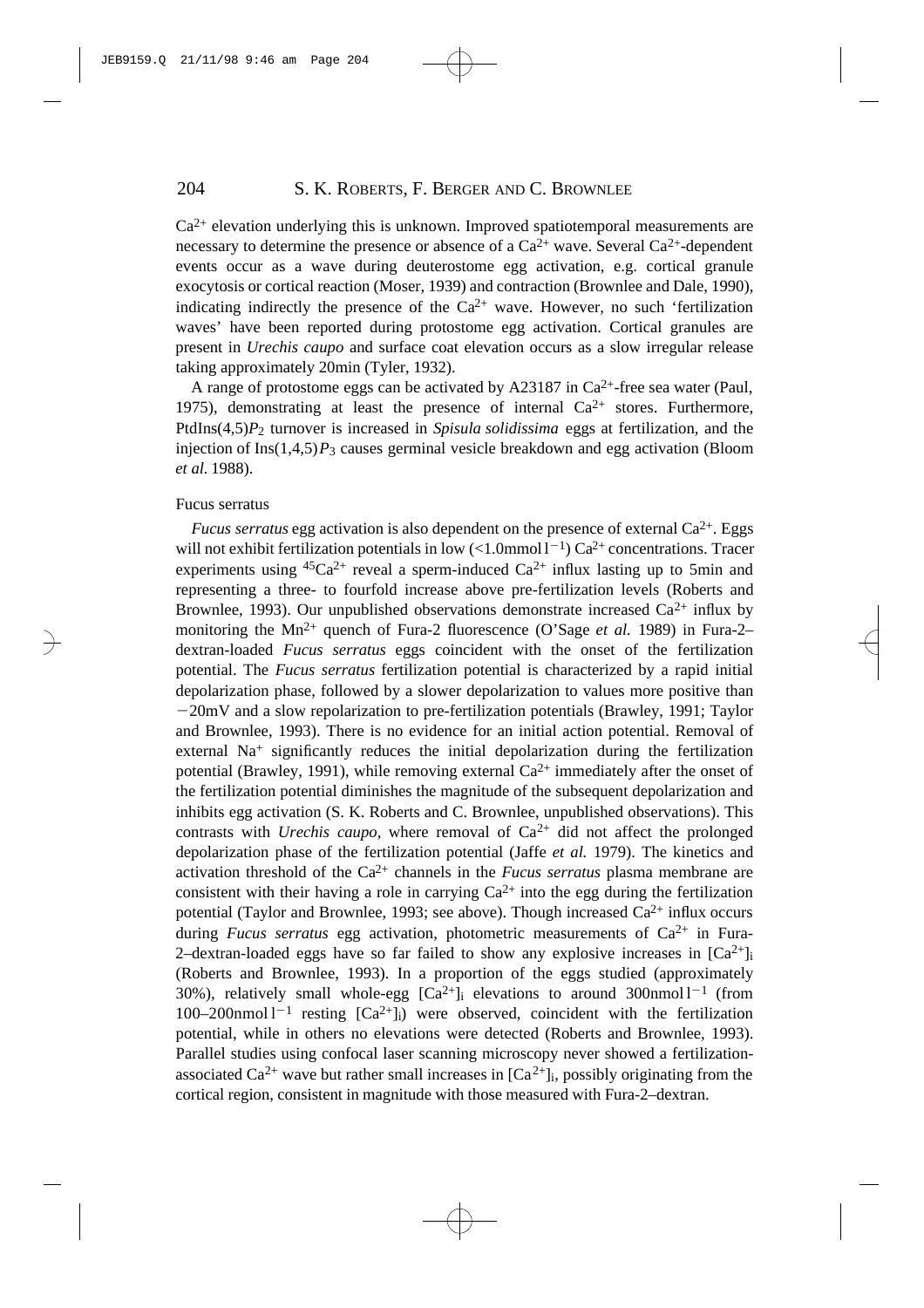$Ca^{2+}$ elevation underlying this is unknown. Improved spatiotemporal measurements are necessary to determine the presence or absence of a $Ca^{2+}$ wave. Several $Ca^{2+}$-dependent events occur as a wave during deuterostome egg activation, e.g. cortical granule exocytosis or cortical reaction (Moser, 1939) and contraction (Brownlee and Dale, 1990), indicating indirectly the presence of the $Ca^{2+}$ wave. However, no such 'fertilization waves' have been reported during protostome egg activation. Cortical granules are present in *Urechis caupo* and surface coat elevation occurs as a slow irregular release taking approximately 20min (Tyler, 1932).

A range of protostome eggs can be activated by A23187 in $Ca^{2+}$-free sea water (Paul, 1975), demonstrating at least the presence of internal $Ca^{2+}$ stores. Furthermore, PtdIns(4,5)$P_2$ turnover is increased in *Spisula solidissima* eggs at fertilization, and the injection of Ins(1,4,5)$P_3$ causes germinal vesicle breakdown and egg activation (Bloom *et al.* 1988).

### Fucus serratus

*Fucus serratus* egg activation is also dependent on the presence of external $Ca^{2+}$. Eggs will not exhibit fertilization potentials in low (<1.0mmol $l^{-1}$) $Ca^{2+}$ concentrations. Tracer experiments using $^{45}Ca^{2+}$ reveal a sperm-induced $Ca^{2+}$ influx lasting up to 5min and representing a three- to fourfold increase above pre-fertilization levels (Roberts and Brownlee, 1993). Our unpublished observations demonstrate increased $Ca^{2+}$ influx by monitoring the $Mn^{2+}$ quench of Fura-2 fluorescence (O'Sage *et al.* 1989) in Fura-2–dextran-loaded *Fucus serratus* eggs coincident with the onset of the fertilization potential. The *Fucus serratus* fertilization potential is characterized by a rapid initial depolarization phase, followed by a slower depolarization to values more positive than −20mV and a slow repolarization to pre-fertilization potentials (Brawley, 1991; Taylor and Brownlee, 1993). There is no evidence for an initial action potential. Removal of external $Na^{+}$ significantly reduces the initial depolarization during the fertilization potential (Brawley, 1991), while removing external $Ca^{2+}$ immediately after the onset of the fertilization potential diminishes the magnitude of the subsequent depolarization and inhibits egg activation (S. K. Roberts and C. Brownlee, unpublished observations). This contrasts with *Urechis caupo*, where removal of $Ca^{2+}$ did not affect the prolonged depolarization phase of the fertilization potential (Jaffe *et al.* 1979). The kinetics and activation threshold of the $Ca^{2+}$ channels in the *Fucus serratus* plasma membrane are consistent with their having a role in carrying $Ca^{2+}$ into the egg during the fertilization potential (Taylor and Brownlee, 1993; see above). Though increased $Ca^{2+}$ influx occurs during *Fucus serratus* egg activation, photometric measurements of $Ca^{2+}$ in Fura-2–dextran-loaded eggs have so far failed to show any explosive increases in $[Ca^{2+}]_i$ (Roberts and Brownlee, 1993). In a proportion of the eggs studied (approximately 30%), relatively small whole-egg $[Ca^{2+}]_i$ elevations to around 300nmol $l^{-1}$ (from 100–200nmol $l^{-1}$ resting $[Ca^{2+}]_i$) were observed, coincident with the fertilization potential, while in others no elevations were detected (Roberts and Brownlee, 1993). Parallel studies using confocal laser scanning microscopy never showed a fertilization-associated $Ca^{2+}$ wave but rather small increases in $[Ca^{2+}]_i$, possibly originating from the cortical region, consistent in magnitude with those measured with Fura-2–dextran.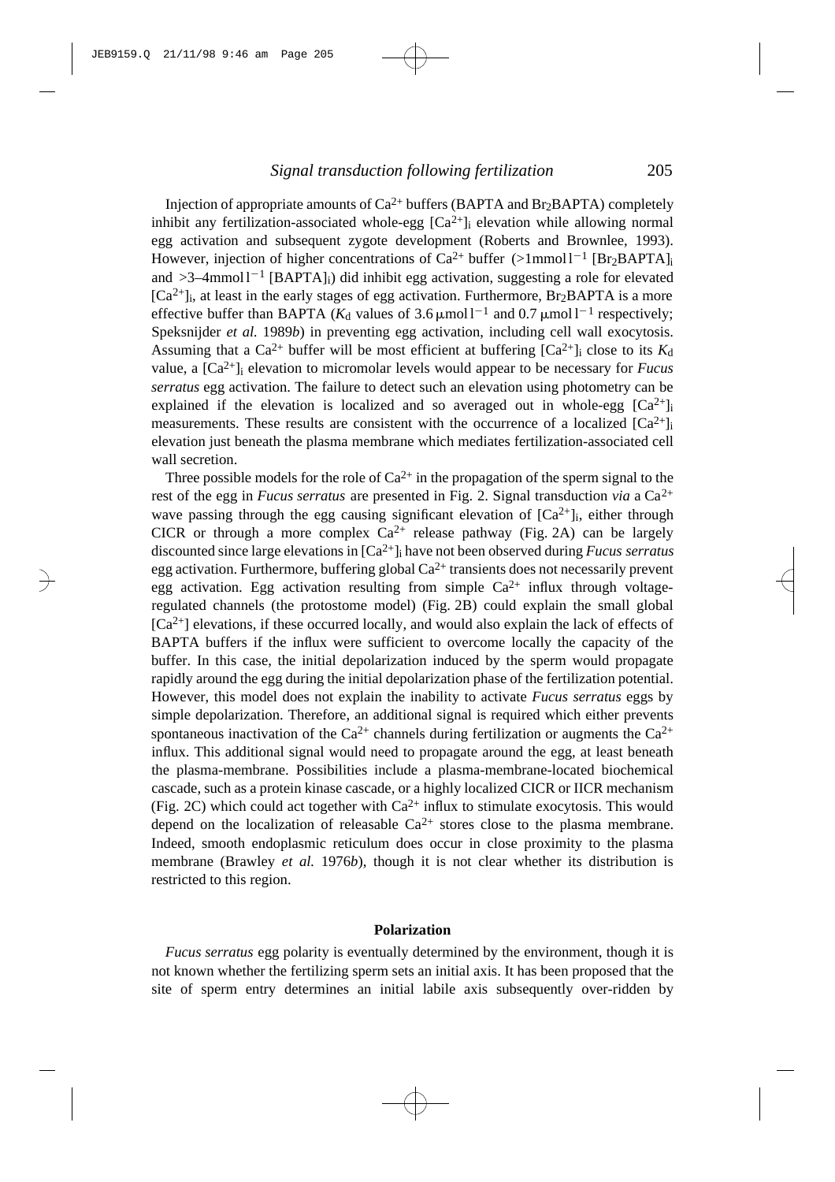Injection of appropriate amounts of $Ca^{2+}$ buffers (BAPTA and $Br_2BAPTA$) completely inhibit any fertilization-associated whole-egg $[Ca^{2+}]_i$ elevation while allowing normal egg activation and subsequent zygote development (Roberts and Brownlee, 1993). However, injection of higher concentrations of $Ca^{2+}$ buffer (>1mmol l$^{-1}$ $[Br_2BAPTA]_i$ and >3–4mmol l$^{-1}$ $[BAPTA]_i$) did inhibit egg activation, suggesting a role for elevated $[Ca^{2+}]_i$, at least in the early stages of egg activation. Furthermore, $Br_2BAPTA$ is a more effective buffer than BAPTA ($K_d$ values of 3.6 μmol l$^{-1}$ and 0.7 μmol l$^{-1}$ respectively; Speksnijder *et al.* 1989*b*) in preventing egg activation, including cell wall exocytosis. Assuming that a $Ca^{2+}$ buffer will be most efficient at buffering $[Ca^{2+}]_i$ close to its $K_d$ value, a $[Ca^{2+}]_i$ elevation to micromolar levels would appear to be necessary for *Fucus serratus* egg activation. The failure to detect such an elevation using photometry can be explained if the elevation is localized and so averaged out in whole-egg $[Ca^{2+}]_i$ measurements. These results are consistent with the occurrence of a localized $[Ca^{2+}]_i$ elevation just beneath the plasma membrane which mediates fertilization-associated cell wall secretion.

Three possible models for the role of $Ca^{2+}$ in the propagation of the sperm signal to the rest of the egg in *Fucus serratus* are presented in Fig. 2. Signal transduction *via* a $Ca^{2+}$ wave passing through the egg causing significant elevation of $[Ca^{2+}]_i$, either through CICR or through a more complex $Ca^{2+}$ release pathway (Fig. 2A) can be largely discounted since large elevations in $[Ca^{2+}]_i$ have not been observed during *Fucus serratus* egg activation. Furthermore, buffering global $Ca^{2+}$ transients does not necessarily prevent egg activation. Egg activation resulting from simple $Ca^{2+}$ influx through voltage-regulated channels (the protostome model) (Fig. 2B) could explain the small global $[Ca^{2+}]$ elevations, if these occurred locally, and would also explain the lack of effects of BAPTA buffers if the influx were sufficient to overcome locally the capacity of the buffer. In this case, the initial depolarization induced by the sperm would propagate rapidly around the egg during the initial depolarization phase of the fertilization potential. However, this model does not explain the inability to activate *Fucus serratus* eggs by simple depolarization. Therefore, an additional signal is required which either prevents spontaneous inactivation of the $Ca^{2+}$ channels during fertilization or augments the $Ca^{2+}$ influx. This additional signal would need to propagate around the egg, at least beneath the plasma-membrane. Possibilities include a plasma-membrane-located biochemical cascade, such as a protein kinase cascade, or a highly localized CICR or IICR mechanism (Fig. 2C) which could act together with $Ca^{2+}$ influx to stimulate exocytosis. This would depend on the localization of releasable $Ca^{2+}$ stores close to the plasma membrane. Indeed, smooth endoplasmic reticulum does occur in close proximity to the plasma membrane (Brawley *et al.* 1976*b*), though it is not clear whether its distribution is restricted to this region.

## Polarization

*Fucus serratus* egg polarity is eventually determined by the environment, though it is not known whether the fertilizing sperm sets an initial axis. It has been proposed that the site of sperm entry determines an initial labile axis subsequently over-ridden by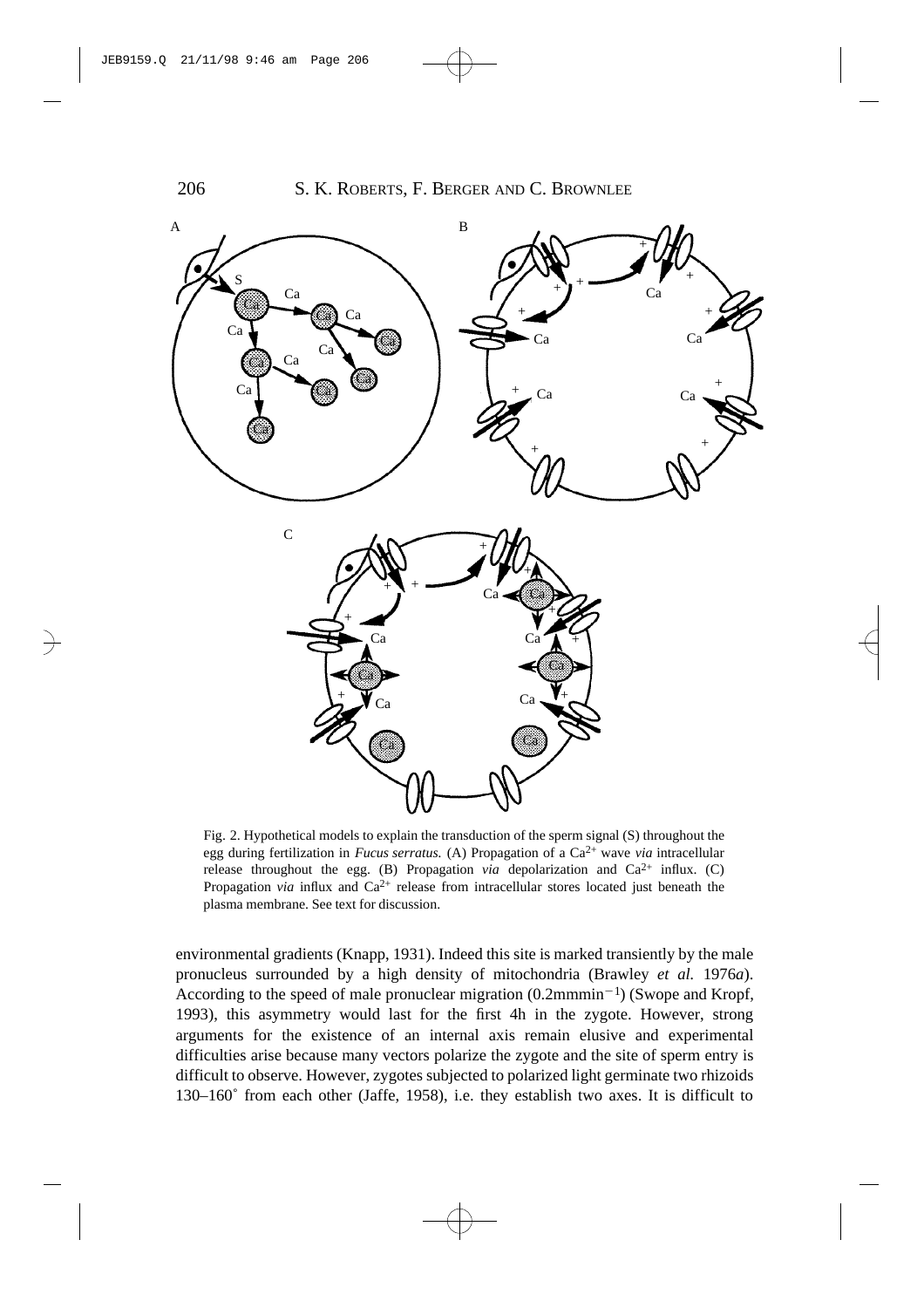Fig. 2. Hypothetical models to explain the transduction of the sperm signal (S) throughout the egg during fertilization in *Fucus serratus.* (A) Propagation of a $Ca^{2+}$ wave *via* intracellular release throughout the egg. (B) Propagation *via* depolarization and $Ca^{2+}$ influx. (C) Propagation *via* influx and $Ca^{2+}$ release from intracellular stores located just beneath the plasma membrane. See text for discussion.

environmental gradients (Knapp, 1931). Indeed this site is marked transiently by the male pronucleus surrounded by a high density of mitochondria (Brawley *et al.* 1976*a*). According to the speed of male pronuclear migration (0.2 mm $min^{-1}$) (Swope and Kropf, 1993), this asymmetry would last for the first 4h in the zygote. However, strong arguments for the existence of an internal axis remain elusive and experimental difficulties arise because many vectors polarize the zygote and the site of sperm entry is difficult to observe. However, zygotes subjected to polarized light germinate two rhizoids 130–160° from each other (Jaffe, 1958), i.e. they establish two axes. It is difficult to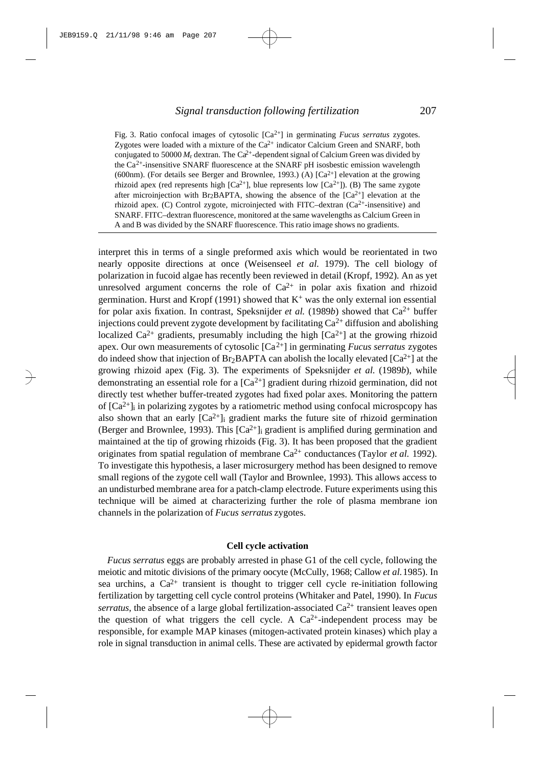Fig. 3. Ratio confocal images of cytosolic [$Ca^{2+}$] in germinating *Fucus serratus* zygotes. Zygotes were loaded with a mixture of the $Ca^{2+}$ indicator Calcium Green and SNARF, both conjugated to 50000 $M_r$ dextran. The $Ca^{2+}$-dependent signal of Calcium Green was divided by the $Ca^{2+}$-insensitive SNARF fluorescence at the SNARF pH isosbestic emission wavelength (600nm). (For details see Berger and Brownlee, 1993.) (A) [$Ca^{2+}$] elevation at the growing rhizoid apex (red represents high [$Ca^{2+}$], blue represents low [$Ca^{2+}$]). (B) The same zygote after microinjection with $Br_2$BAPTA, showing the absence of the [$Ca^{2+}$] elevation at the rhizoid apex. (C) Control zygote, microinjected with FITC–dextran ($Ca^{2+}$-insensitive) and SNARF. FITC–dextran fluorescence, monitored at the same wavelengths as Calcium Green in A and B was divided by the SNARF fluorescence. This ratio image shows no gradients.

interpret this in terms of a single preformed axis which would be reorientated in two nearly opposite directions at once (Weisenseel *et al.* 1979). The cell biology of polarization in fucoid algae has recently been reviewed in detail (Kropf, 1992). An as yet unresolved argument concerns the role of $Ca^{2+}$ in polar axis fixation and rhizoid germination. Hurst and Kropf (1991) showed that $K^+$ was the only external ion essential for polar axis fixation. In contrast, Speksnijder *et al.* (1989*b*) showed that $Ca^{2+}$ buffer injections could prevent zygote development by facilitating $Ca^{2+}$ diffusion and abolishing localized $Ca^{2+}$ gradients, presumably including the high [$Ca^{2+}$] at the growing rhizoid apex. Our own measurements of cytosolic [$Ca^{2+}$] in germinating *Fucus serratus* zygotes do indeed show that injection of $Br_2$BAPTA can abolish the locally elevated [$Ca^{2+}$] at the growing rhizoid apex (Fig. 3). The experiments of Speksnijder *et al.* (1989*b*), while demonstrating an essential role for a [$Ca^{2+}$] gradient during rhizoid germination, did not directly test whether buffer-treated zygotes had fixed polar axes. Monitoring the pattern of $[Ca^{2+}]_i$ in polarizing zygotes by a ratiometric method using confocal microspcopy has also shown that an early $[Ca^{2+}]_i$ gradient marks the future site of rhizoid germination (Berger and Brownlee, 1993). This $[Ca^{2+}]_i$ gradient is amplified during germination and maintained at the tip of growing rhizoids (Fig. 3). It has been proposed that the gradient originates from spatial regulation of membrane $Ca^{2+}$ conductances (Taylor *et al.* 1992). To investigate this hypothesis, a laser microsurgery method has been designed to remove small regions of the zygote cell wall (Taylor and Brownlee, 1993). This allows access to an undisturbed membrane area for a patch-clamp electrode. Future experiments using this technique will be aimed at characterizing further the role of plasma membrane ion channels in the polarization of *Fucus serratus* zygotes.

### Cell cycle activation

*Fucus serratus* eggs are probably arrested in phase G1 of the cell cycle, following the meiotic and mitotic divisions of the primary oocyte (McCully, 1968; Callow *et al.* 1985). In sea urchins, a $Ca^{2+}$ transient is thought to trigger cell cycle re-initiation following fertilization by targetting cell cycle control proteins (Whitaker and Patel, 1990). In *Fucus serratus*, the absence of a large global fertilization-associated $Ca^{2+}$ transient leaves open the question of what triggers the cell cycle. A $Ca^{2+}$-independent process may be responsible, for example MAP kinases (mitogen-activated protein kinases) which play a role in signal transduction in animal cells. These are activated by epidermal growth factor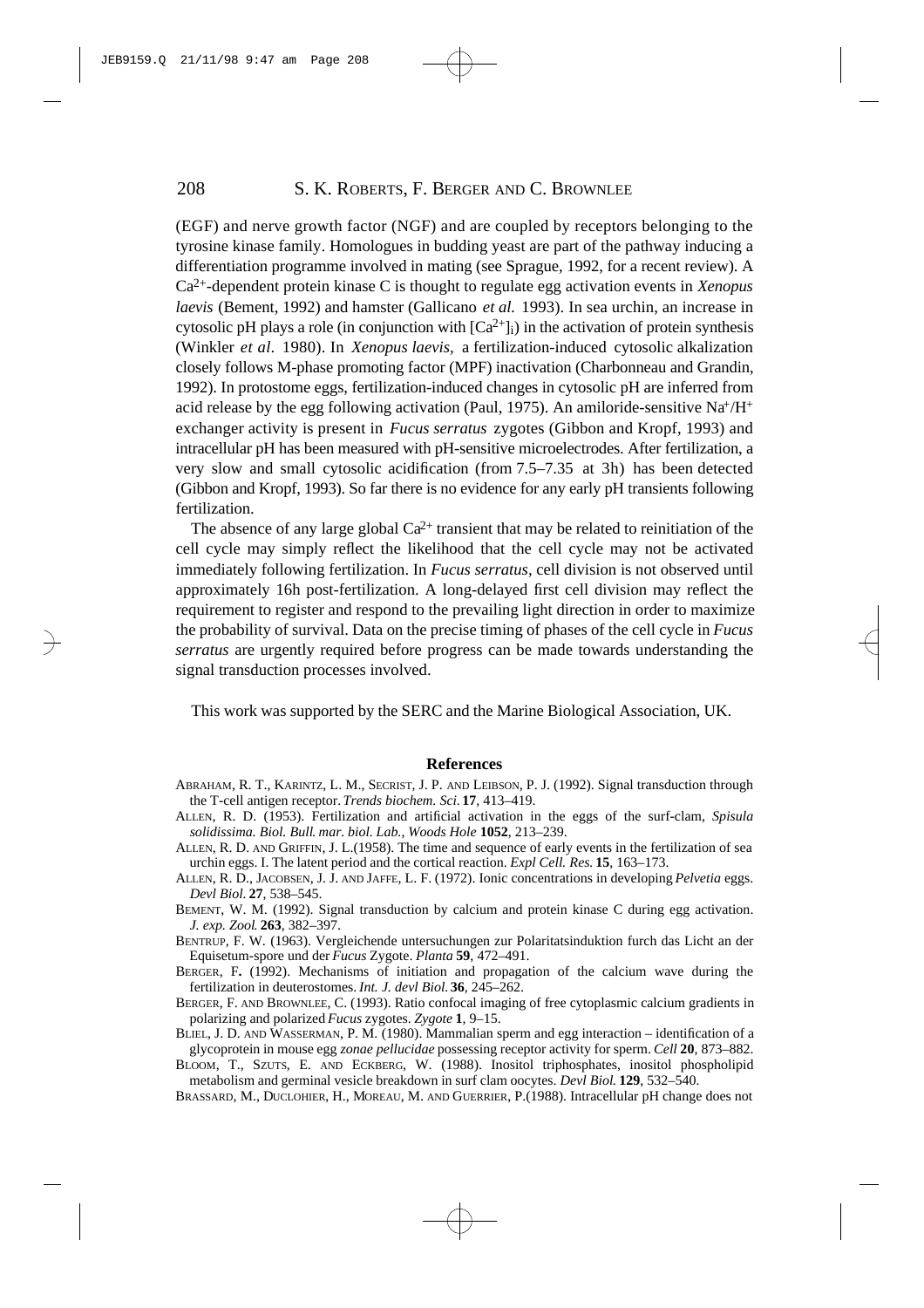(EGF) and nerve growth factor (NGF) and are coupled by receptors belonging to the tyrosine kinase family. Homologues in budding yeast are part of the pathway inducing a differentiation programme involved in mating (see Sprague, 1992, for a recent review). A $Ca^{2+}$-dependent protein kinase C is thought to regulate egg activation events in *Xenopus laevis* (Bement, 1992) and hamster (Gallicano *et al.* 1993). In sea urchin, an increase in cytosolic pH plays a role (in conjunction with $[Ca^{2+}]_i$) in the activation of protein synthesis (Winkler *et al*. 1980). In *Xenopus laevis*, a fertilization-induced cytosolic alkalization closely follows M-phase promoting factor (MPF) inactivation (Charbonneau and Grandin, 1992). In protostome eggs, fertilization-induced changes in cytosolic pH are inferred from acid release by the egg following activation (Paul, 1975). An amiloride-sensitive $Na^{+}/H^{+}$ exchanger activity is present in *Fucus serratus* zygotes (Gibbon and Kropf, 1993) and intracellular pH has been measured with pH-sensitive microelectrodes. After fertilization, a very slow and small cytosolic acidification (from 7.5–7.35 at 3h) has been detected (Gibbon and Kropf, 1993). So far there is no evidence for any early pH transients following fertilization.

The absence of any large global $Ca^{2+}$ transient that may be related to reinitiation of the cell cycle may simply reflect the likelihood that the cell cycle may not be activated immediately following fertilization. In *Fucus serratus*, cell division is not observed until approximately 16h post-fertilization. A long-delayed first cell division may reflect the requirement to register and respond to the prevailing light direction in order to maximize the probability of survival. Data on the precise timing of phases of the cell cycle in *Fucus serratus* are urgently required before progress can be made towards understanding the signal transduction processes involved.

This work was supported by the SERC and the Marine Biological Association, UK.

## References

ABRAHAM, R. T., KARINTZ, L. M., SECRIST, J. P. AND LEIBSON, P. J. (1992). Signal transduction through the T-cell antigen receptor. *Trends biochem. Sci.* **17**, 413–419.

ALLEN, R. D. (1953). Fertilization and artificial activation in the eggs of the surf-clam, *Spisula solidissima. Biol. Bull. mar. biol. Lab., Woods Hole* **1052**, 213–239.

ALLEN, R. D. AND GRIFFIN, J. L.(1958). The time and sequence of early events in the fertilization of sea urchin eggs. I. The latent period and the cortical reaction. *Expl Cell. Res.* **15**, 163–173.

ALLEN, R. D., JACOBSEN, J. J. AND JAFFE, L. F. (1972). Ionic concentrations in developing *Pelvetia* eggs. *Devl Biol.* **27**, 538–545.

BEMENT, W. M. (1992). Signal transduction by calcium and protein kinase C during egg activation. *J. exp. Zool.* **263**, 382–397.

BENTRUP, F. W. (1963). Vergleichende untersuchungen zur Polaritatsinduktion furch das Licht an der Equisetum-spore und der *Fucus* Zygote. *Planta* **59**, 472–491.

BERGER, F**.** (1992). Mechanisms of initiation and propagation of the calcium wave during the fertilization in deuterostomes. *Int. J. devl Biol.* **36**, 245–262.

BERGER, F. AND BROWNLEE, C. (1993). Ratio confocal imaging of free cytoplasmic calcium gradients in polarizing and polarized *Fucus* zygotes. *Zygote* **1**, 9–15.

BLIEL, J. D. AND WASSERMAN, P. M. (1980). Mammalian sperm and egg interaction – identification of a glycoprotein in mouse egg *zonae pellucidae* possessing receptor activity for sperm. *Cell* **20**, 873–882.

BLOOM, T., SZUTS, E. AND ECKBERG, W. (1988). Inositol triphosphates, inositol phospholipid metabolism and germinal vesicle breakdown in surf clam oocytes. *Devl Biol.* **129**, 532–540.

BRASSARD, M., DUCLOHIER, H., MOREAU, M. AND GUERRIER, P.(1988). Intracellular pH change does not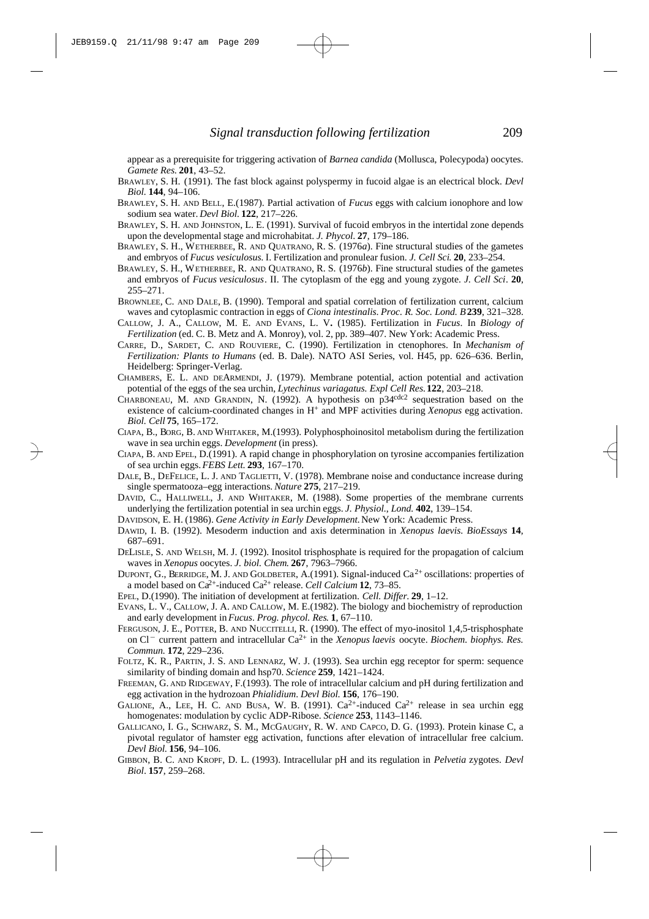appear as a prerequisite for triggering activation of *Barnea candida* (Mollusca, Polecypoda) oocytes. *Gamete Res.* **201**, 43–52.

BRAWLEY, S. H. (1991). The fast block against polyspermy in fucoid algae is an electrical block. *Devl Biol.* **144**, 94–106.

BRAWLEY, S. H. AND BELL, E.(1987). Partial activation of *Fucus* eggs with calcium ionophore and low sodium sea water. *Devl Biol.* **122**, 217–226.

BRAWLEY, S. H. AND JOHNSTON, L. E. (1991). Survival of fucoid embryos in the intertidal zone depends upon the developmental stage and microhabitat. *J. Phycol.* **27**, 179–186.

BRAWLEY, S. H., WETHERBEE, R. AND QUATRANO, R. S. (1976*a*). Fine structural studies of the gametes and embryos of *Fucus vesiculosus.* I. Fertilization and pronulear fusion. *J. Cell Sci.* **20**, 233–254.

BRAWLEY, S. H., WETHERBEE, R. AND QUATRANO, R. S. (1976*b*). Fine structural studies of the gametes and embryos of *Fucus vesiculosus*. II. The cytoplasm of the egg and young zygote. *J. Cell Sci*. **20**, 255–271.

BROWNLEE, C. AND DALE, B. (1990). Temporal and spatial correlation of fertilization current, calcium waves and cytoplasmic contraction in eggs of *Ciona intestinalis*. *Proc. R. Soc. Lond. B* **239**, 321–328.

CALLOW, J. A., CALLOW, M. E. AND EVANS, L. V. (1985). Fertilization in *Fucus*. In *Biology of Fertilization* (ed. C. B. Metz and A. Monroy), vol. 2, pp. 389–407. New York: Academic Press.

CARRE, D., SARDET, C. AND ROUVIERE, C. (1990). Fertilization in ctenophores. In *Mechanism of Fertilization: Plants to Humans* (ed. B. Dale). NATO ASI Series, vol. H45, pp. 626–636. Berlin, Heidelberg: Springer-Verlag.

CHAMBERS, E. L. AND DEARMENDI, J. (1979). Membrane potential, action potential and activation potential of the eggs of the sea urchin, *Lytechinus variagatus. Expl Cell Res.* **122**, 203–218.

CHARBONEAU, M. AND GRANDIN, N. (1992). A hypothesis on $p34^{cdc2}$ sequestration based on the existence of calcium-coordinated changes in $H^+$ and MPF activities during *Xenopus* egg activation. *Biol. Cell* **75**, 165–172.

CIAPA, B., BORG, B. AND WHITAKER, M.(1993). Polyphosphoinositol metabolism during the fertilization wave in sea urchin eggs. *Development* (in press).

CIAPA, B. AND EPEL, D.(1991). A rapid change in phosphorylation on tyrosine accompanies fertilization of sea urchin eggs. *FEBS Lett.* **293**, 167–170.

DALE, B., DEFELICE, L. J. AND TAGLIETTI, V. (1978). Membrane noise and conductance increase during single spermatooza–egg interactions. *Nature* **275**, 217–219.

DAVID, C., HALLIWELL, J. AND WHITAKER, M. (1988). Some properties of the membrane currents underlying the fertilization potential in sea urchin eggs. *J. Physiol., Lond.* **402**, 139–154.

DAVIDSON, E. H. (1986). *Gene Activity in Early Development.* New York: Academic Press.

DAWID, I. B. (1992). Mesoderm induction and axis determination in *Xenopus laevis*. *BioEssays* **14**, 687–691.

DELISLE, S. AND WELSH, M. J. (1992). Inositol trisphosphate is required for the propagation of calcium waves in *Xenopus* oocytes. *J. biol. Chem.* **267**, 7963–7966.

DUPONT, G., BERRIDGE, M. J. AND GOLDBETER, A.(1991). Signal-induced $Ca^{2+}$ oscillations: properties of a model based on $Ca^{2+}$-induced $Ca^{2+}$ release. *Cell Calcium* **12**, 73–85.

EPEL, D.(1990). The initiation of development at fertilization. *Cell. Differ.* **29**, 1–12.

EVANS, L. V., CALLOW, J. A. AND CALLOW, M. E.(1982). The biology and biochemistry of reproduction and early development in *Fucus*. *Prog. phycol. Res.* **1**, 67–110.

FERGUSON, J. E., POTTER, B. AND NUCCITELLI, R. (1990). The effect of myo-inositol 1,4,5-trisphosphate on $Cl^-$ current pattern and intracellular $Ca^{2+}$ in the *Xenopus laevis* oocyte. *Biochem. biophys. Res. Commun.* **172**, 229–236.

FOLTZ, K. R., PARTIN, J. S. AND LENNARZ, W. J. (1993). Sea urchin egg receptor for sperm: sequence similarity of binding domain and hsp70. *Science* **259**, 1421–1424.

FREEMAN, G. AND RIDGEWAY, F.(1993). The role of intracellular calcium and pH during fertilization and egg activation in the hydrozoan *Phialidium*. *Devl Biol.* **156**, 176–190.

GALIONE, A., LEE, H. C. AND BUSA, W. B. (1991). $Ca^{2+}$-induced $Ca^{2+}$ release in sea urchin egg homogenates: modulation by cyclic ADP-Ribose. *Science* **253**, 1143–1146.

GALLICANO, I. G., SCHWARZ, S. M., MCGAUGHY, R. W. AND CAPCO, D. G. (1993). Protein kinase C, a pivotal regulator of hamster egg activation, functions after elevation of intracellular free calcium. *Devl Biol.* **156**, 94–106.

GIBBON, B. C. AND KROPF, D. L. (1993). Intracellular pH and its regulation in *Pelvetia* zygotes. *Devl Biol*. **157**, 259–268.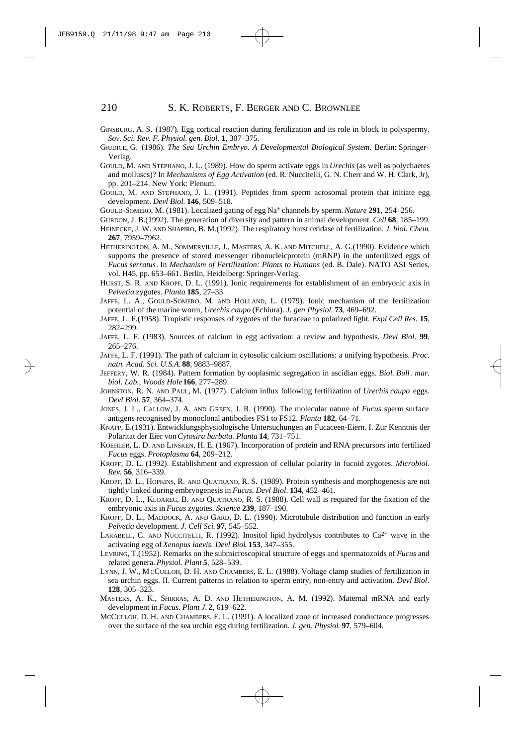GINSBURG, A. S. (1987). Egg cortical reaction during fertilization and its role in block to polyspermy. *Sov. Sci. Rev. F. Physiol. gen. Biol*. **1**, 307–375.

GIUDICE, G. (1986). *The Sea Urchin Embryo. A Developmental Biological System.* Berlin: Springer-Verlag.

GOULD, M. AND STEPHANO, J. L. (1989). How do sperm activate eggs in *Urechis* (as well as polychaetes and molluscs)? In *Mechanisms of Egg Activation* (ed. R. Nuccitelli, G. N. Cherr and W. H. Clark, Jr), pp. 201–214. New York: Plenum.

GOULD, M. AND STEPHANO, J. L. (1991). Peptides from sperm acrosomal protein that initiate egg development. *Devl Biol.* **146**, 509–518.

GOULD-SOMERO, M. (1981). Localized gating of egg $Na^+$ channels by sperm. *Nature* **291**, 254–256.

GURDON, J. B.(1992). The generation of diversity and pattern in animal development. *Cell* **68**, 185–199.

HEINECKE, J. W. AND SHAPIRO, B. M.(1992). The respiratory burst oxidase of fertilization. *J. biol. Chem.* **267**, 7959–7962.

HETHERINGTON, A. M., SOMMERVILLE, J., MASTERS, A. K. AND MITCHELL, A. G.(1990). Evidence which supports the presence of stored messenger ribonucleicprotein (mRNP) in the unfertilized eggs of *Fucus serratus*. In *Mechanism of Fertilization: Plants to Humans* (ed. B. Dale). NATO ASI Series, vol. H45, pp. 653–661. Berlin, Heidelberg: Springer-Verlag.

HURST, S. R. AND KROPF, D. L. (1991). Ionic requirements for establishment of an embryonic axis in *Pelvetia* zygotes. *Planta* **185**, 27–33.

JAFFE, L. A., GOULD-SOMERO, M. AND HOLLAND, L. (1979). Ionic mechanism of the fertilization potential of the marine worm, *Urechis caupo* (Echiura). *J. gen Physiol.* **73**, 469–692.

JAFFE, L. F.(1958). Tropistic responses of zygotes of the fucaceae to polarized light. *Expl Cell Res.* **15**, 282–299.

JAFFE, L. F. (1983). Sources of calcium in egg activation: a review and hypothesis. *Devl Biol*. **99**, 265–276.

JAFFE, L. F. (1991). The path of calcium in cytosolic calcium oscillations: a unifying hypothesis. *Proc. natn. Acad. Sci. U.S.A.* **88**, 9883–9887.

JEFFERY, W. R. (1984). Pattern formation by ooplasmic segregation in ascidian eggs. *Biol. Bull*. *mar. biol. Lab., Woods Hole* **166**, 277–289.

JOHNSTON, R. N. AND PAUL, M. (1977). Calcium influx following fertilization of *Urechis caupo* eggs. *Devl Biol.* **57**, 364–374.

JONES, J. L., CALLOW, J. A. AND GREEN, J. R. (1990). The molecular nature of *Fucus* sperm surface antigens recognised by monoclonal antibodies FS1 to FS12. *Planta* **182**, 64–71.

KNAPP, E.(1931). Entwicklungsphysiologische Untersuchungen an Fucaceen-Eiern. I. Zur Kenntnis der Polaritat der Eier von *Cytosira barbata. Planta* **14**, 731–751.

KOEHLER, L. D. AND LINSKEN, H. E. (1967). Incorporation of protein and RNA precursors into fertilized *Fucus* eggs. *Protoplasma* **64**, 209–212.

KROPF, D. L. (1992). Establishment and expression of cellular polarity in fucoid zygotes. *Microbiol. Rev.* **56**, 316–339.

KROPF, D. L., HOPKINS, R. AND QUATRANO, R. S. (1989). Protein synthesis and morphogenesis are not tightly linked during embryogenesis in *Fucus*. *Devl Biol*. **134**, 452–461.

KROPF, D. L., KLOAREG, B. AND QUATRANO, R. S. (1988). Cell wall is required for the fixation of the embryonic axis in *Fucus* zygotes. *Science* **239**, 187–190.

KROPF, D. L., MADDOCK, A. AND GARD, D. L. (1990). Microtubule distribution and function in early *Pelvetia* development. *J. Cell Sci.* **97**, 545–552.

LARABELL, C. AND NUCCITELLI, R. (1992). Inositol lipid hydrolysis contributes to $Ca^{2+}$ wave in the activating egg of *Xenopus laevis. Devl Biol.* **153**, 347–355.

LEVRING, T.(1952). Remarks on the submicroscopical structure of eggs and spermatozoids of *Fucus* and related genera. *Physiol. Plant* **5**, 528–539.

LYNN, J. W., MCCULLOH, D. H. AND CHAMBERS, E. L. (1988). Voltage clamp studies of fertilization in sea urchin eggs. II. Current patterns in relation to sperm entry, non-entry and activation. *Devl Biol*. **128**, 305–323.

MASTERS, A. K., SHIRRAS, A. D. AND HETHERINGTON, A. M. (1992). Maternal mRNA and early development in *Fucus*. *Plant J*. **2**, 619–622.

MCCULLOH, D. H. AND CHAMBERS, E. L. (1991). A localized zone of increased conductance progresses over the surface of the sea urchin egg during fertilization. *J. gen. Physiol.* **97**, 579–604.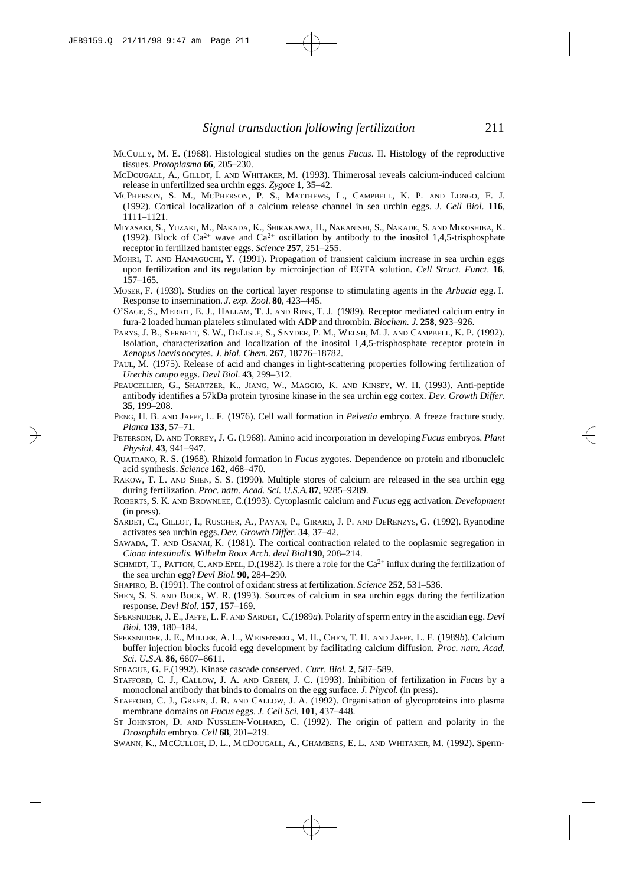McCully, M. E. (1968). Histological studies on the genus *Fucus*. II. Histology of the reproductive tissues. *Protoplasma* **66**, 205–230.

McDougall, A., Gillot, I. and Whitaker, M. (1993). Thimerosal reveals calcium-induced calcium release in unfertilized sea urchin eggs. *Zygote* **1**, 35–42.

McPherson, S. M., McPherson, P. S., Matthews, L., Campbell, K. P. and Longo, F. J. (1992). Cortical localization of a calcium release channel in sea urchin eggs. *J. Cell Biol.* **116**, 1111–1121.

Miyasaki, S., Yuzaki, M., Nakada, K., Shirakawa, H., Nakanishi, S., Nakade, S. and Mikoshiba, K. (1992). Block of $Ca^{2+}$ wave and $Ca^{2+}$ oscillation by antibody to the inositol 1,4,5-trisphosphate receptor in fertilized hamster eggs. *Science* **257**, 251–255.

Mohri, T. and Hamaguchi, Y. (1991). Propagation of transient calcium increase in sea urchin eggs upon fertilization and its regulation by microinjection of EGTA solution. *Cell Struct. Funct*. **16**, 157–165.

Moser, F. (1939). Studies on the cortical layer response to stimulating agents in the *Arbacia* egg. I. Response to insemination. *J. exp. Zool.* **80**, 423–445.

O'Sage, S., Merrit, E. J., Hallam, T. J. and Rink, T. J. (1989). Receptor mediated calcium entry in fura-2 loaded human platelets stimulated with ADP and thrombin. *Biochem. J.* **258**, 923–926.

Parys, J. B., Sernett, S. W., DeLisle, S., Snyder, P. M., Welsh, M. J. and Campbell, K. P. (1992). Isolation, characterization and localization of the inositol 1,4,5-trisphosphate receptor protein in *Xenopus laevis* oocytes. *J. biol. Chem.* **267**, 18776–18782.

Paul, M. (1975). Release of acid and changes in light-scattering properties following fertilization of *Urechis caupo* eggs. *Devl Biol.* **43**, 299–312.

Peaucellier, G., Shartzer, K., Jiang, W., Maggio, K. and Kinsey, W. H. (1993). Anti-peptide antibody identifies a 57kDa protein tyrosine kinase in the sea urchin egg cortex. *Dev. Growth Differ*. **35**, 199–208.

Peng, H. B. and Jaffe, L. F. (1976). Cell wall formation in *Pelvetia* embryo. A freeze fracture study. *Planta* **133**, 57–71.

Peterson, D. and Torrey, J. G. (1968). Amino acid incorporation in developing *Fucus* embryos. *Plant Physiol*. **43**, 941–947.

Quatrano, R. S. (1968). Rhizoid formation in *Fucus* zygotes. Dependence on protein and ribonucleic acid synthesis. *Science* **162**, 468–470.

Rakow, T. L. and Shen, S. S. (1990). Multiple stores of calcium are released in the sea urchin egg during fertilization. *Proc. natn. Acad. Sci. U.S.A.* **87**, 9285–9289.

Roberts, S. K. and Brownlee, C.(1993). Cytoplasmic calcium and *Fucus* egg activation. *Development* (in press).

Sardet, C., Gillot, I., Ruscher, A., Payan, P., Girard, J. P. and DeRenzys, G. (1992). Ryanodine activates sea urchin eggs. *Dev. Growth Differ.* **34**, 37–42.

Sawada, T. and Osanai, K. (1981). The cortical contraction related to the ooplasmic segregation in *Ciona intestinalis. Wilhelm Roux Arch. devl Biol* **190**, 208–214.

Schmidt, T., Patton, C. and Epel, D.(1982). Is there a role for the $Ca^{2+}$ influx during the fertilization of the sea urchin egg? *Devl Biol.* **90**, 284–290.

Shapiro, B. (1991). The control of oxidant stress at fertilization. *Science* **252**, 531–536.

Shen, S. S. and Buck, W. R. (1993). Sources of calcium in sea urchin eggs during the fertilization response. *Devl Biol.* **157**, 157–169.

Speksnijder, J. E., Jaffe, L. F. and Sardet, C.(1989*a*). Polarity of sperm entry in the ascidian egg. *Devl Biol.* **139**, 180–184.

Speksnijder, J. E., Miller, A. L., Weisenseel, M. H., Chen, T. H. and Jaffe, L. F. (1989*b*). Calcium buffer injection blocks fucoid egg development by facilitating calcium diffusion. *Proc. natn. Acad. Sci. U.S.A.* **86**, 6607–6611.

Sprague, G. F.(1992). Kinase cascade conserved. *Curr. Biol.* **2**, 587–589.

Stafford, C. J., Callow, J. A. and Green, J. C. (1993). Inhibition of fertilization in *Fucus* by a monoclonal antibody that binds to domains on the egg surface. *J. Phycol.* (in press).

Stafford, C. J., Green, J. R. and Callow, J. A. (1992). Organisation of glycoproteins into plasma membrane domains on *Fucus* eggs. *J. Cell Sci.* **101**, 437–448.

St Johnston, D. and Nusslein-Volhard, C. (1992). The origin of pattern and polarity in the *Drosophila* embryo. *Cell* **68**, 201–219.

Swann, K., McCulloh, D. L., McDougall, A., Chambers, E. L. and Whitaker, M. (1992). Sperm-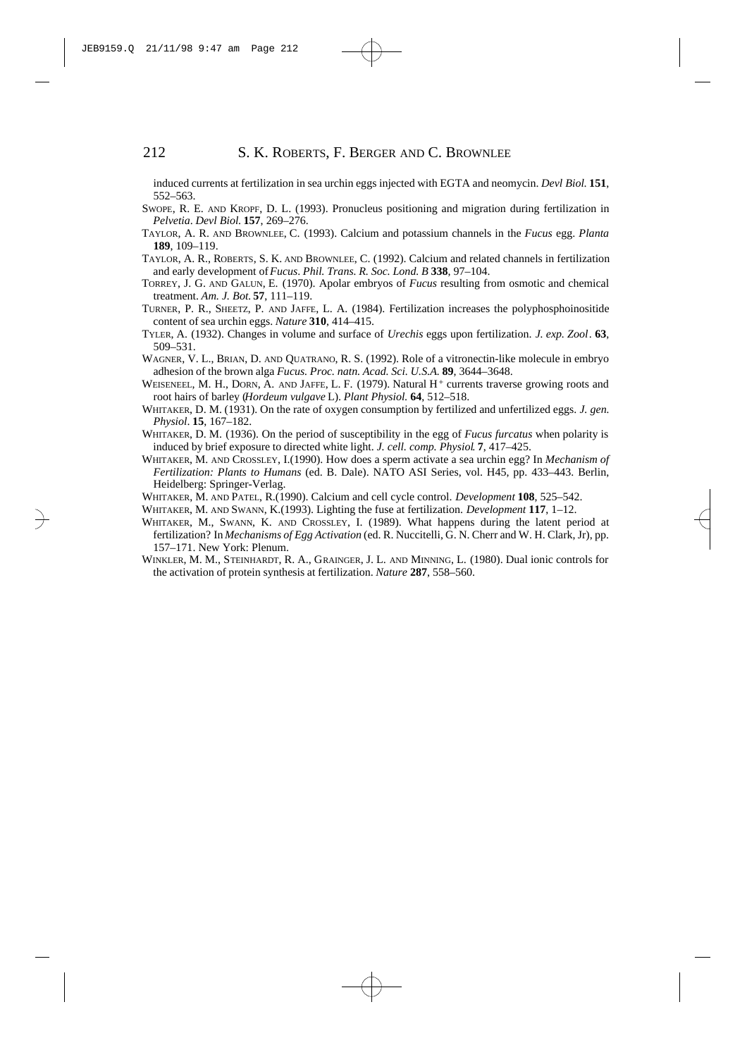induced currents at fertilization in sea urchin eggs injected with EGTA and neomycin. *Devl Biol.* **151**, 552–563.

SWOPE, R. E. AND KROPF, D. L. (1993). Pronucleus positioning and migration during fertilization in *Pelvetia*. *Devl Biol.* **157**, 269–276.

TAYLOR, A. R. AND BROWNLEE, C. (1993). Calcium and potassium channels in the *Fucus* egg. *Planta* **189**, 109–119.

TAYLOR, A. R., ROBERTS, S. K. AND BROWNLEE, C. (1992). Calcium and related channels in fertilization and early development of *Fucus*. *Phil. Trans. R. Soc. Lond. B* **338**, 97–104.

TORREY, J. G. AND GALUN, E. (1970). Apolar embryos of *Fucus* resulting from osmotic and chemical treatment. *Am. J. Bot.* **57**, 111–119.

TURNER, P. R., SHEETZ, P. AND JAFFE, L. A. (1984). Fertilization increases the polyphosphoinositide content of sea urchin eggs. *Nature* **310**, 414–415.

TYLER, A. (1932). Changes in volume and surface of *Urechis* eggs upon fertilization. *J. exp. Zool*. **63**, 509–531.

WAGNER, V. L., BRIAN, D. AND QUATRANO, R. S. (1992). Role of a vitronectin-like molecule in embryo adhesion of the brown alga *Fucus*. *Proc. natn. Acad. Sci. U.S.A.* **89**, 3644–3648.

WEISENEEL, M. H., DORN, A. AND JAFFE, L. F. (1979). Natural $H^+$ currents traverse growing roots and root hairs of barley (*Hordeum vulgave* L). *Plant Physiol.* **64**, 512–518.

WHITAKER, D. M. (1931). On the rate of oxygen consumption by fertilized and unfertilized eggs. *J. gen. Physiol*. **15**, 167–182.

WHITAKER, D. M. (1936). On the period of susceptibility in the egg of *Fucus furcatus* when polarity is induced by brief exposure to directed white light. *J. cell. comp. Physiol.* **7**, 417–425.

WHITAKER, M. AND CROSSLEY, I.(1990). How does a sperm activate a sea urchin egg? In *Mechanism of Fertilization: Plants to Humans* (ed. B. Dale). NATO ASI Series, vol. H45, pp. 433–443. Berlin, Heidelberg: Springer-Verlag.

WHITAKER, M. AND PATEL, R.(1990). Calcium and cell cycle control. *Development* **108**, 525–542.

WHITAKER, M. AND SWANN, K.(1993). Lighting the fuse at fertilization. *Development* **117**, 1–12.

WHITAKER, M., SWANN, K. AND CROSSLEY, I. (1989). What happens during the latent period at fertilization? In *Mechanisms of Egg Activation* (ed. R. Nuccitelli, G. N. Cherr and W. H. Clark, Jr), pp. 157–171. New York: Plenum.

WINKLER, M. M., STEINHARDT, R. A., GRAINGER, J. L. AND MINNING, L. (1980). Dual ionic controls for the activation of protein synthesis at fertilization. *Nature* **287**, 558–560.